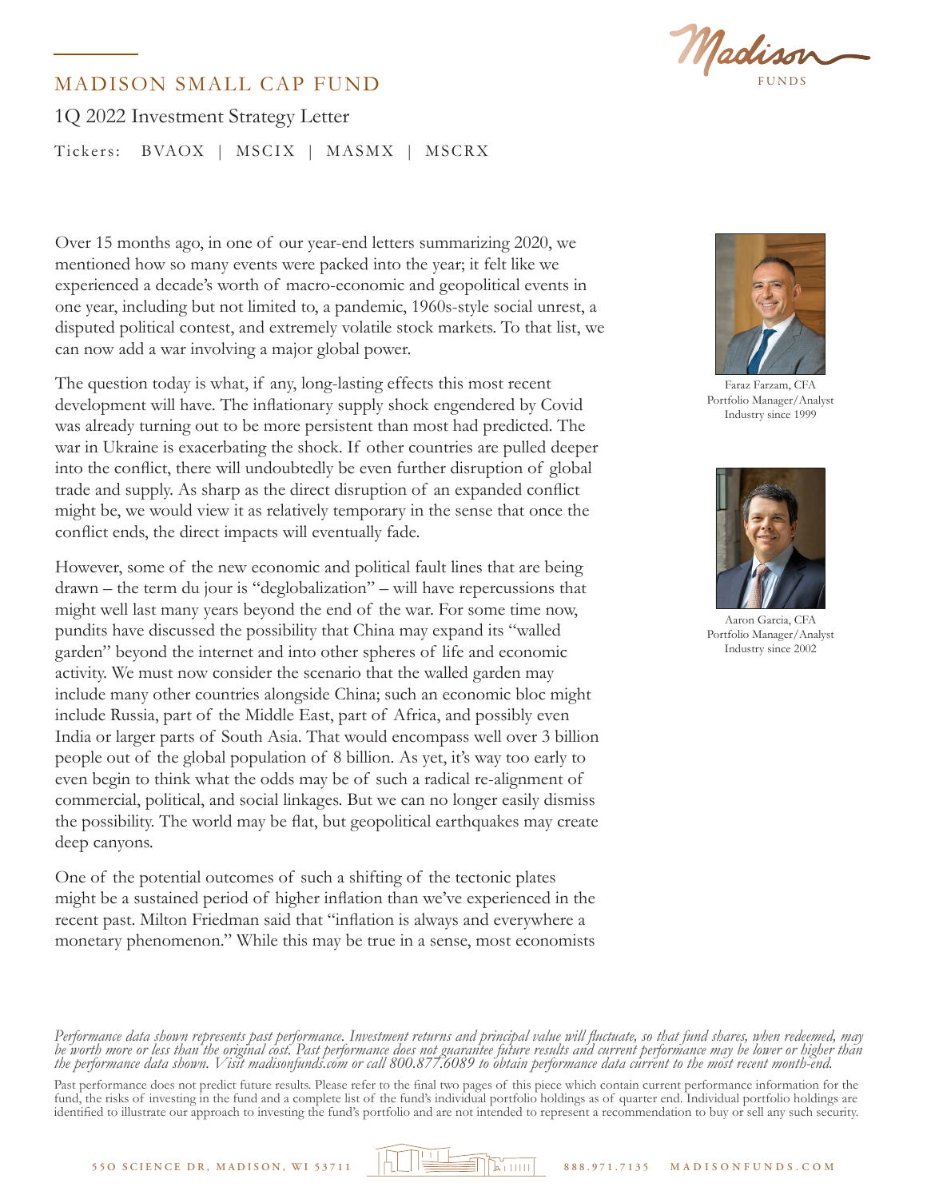# MADISON SMALL CAP FUND

1Q 2022 Investment Strategy Letter

Tickers: BVAOX | MSCIX | MASMX | MSCRX

Faraz Farzam, CFA
Portfolio Manager/Analyst
Industry since 1999

Aaron Garcia, CFA
Portfolio Manager/Analyst
Industry since 2002

Over 15 months ago, in one of our year-end letters summarizing 2020, we mentioned how so many events were packed into the year; it felt like we experienced a decade's worth of macro-economic and geopolitical events in one year, including but not limited to, a pandemic, 1960s-style social unrest, a disputed political contest, and extremely volatile stock markets. To that list, we can now add a war involving a major global power.

The question today is what, if any, long-lasting effects this most recent development will have. The inflationary supply shock engendered by Covid was already turning out to be more persistent than most had predicted. The war in Ukraine is exacerbating the shock. If other countries are pulled deeper into the conflict, there will undoubtedly be even further disruption of global trade and supply. As sharp as the direct disruption of an expanded conflict might be, we would view it as relatively temporary in the sense that once the conflict ends, the direct impacts will eventually fade.

However, some of the new economic and political fault lines that are being drawn – the term du jour is "deglobalization" – will have repercussions that might well last many years beyond the end of the war. For some time now, pundits have discussed the possibility that China may expand its "walled garden" beyond the internet and into other spheres of life and economic activity. We must now consider the scenario that the walled garden may include many other countries alongside China; such an economic bloc might include Russia, part of the Middle East, part of Africa, and possibly even India or larger parts of South Asia. That would encompass well over 3 billion people out of the global population of 8 billion. As yet, it's way too early to even begin to think what the odds may be of such a radical re-alignment of commercial, political, and social linkages. But we can no longer easily dismiss the possibility. The world may be flat, but geopolitical earthquakes may create deep canyons.

One of the potential outcomes of such a shifting of the tectonic plates might be a sustained period of higher inflation than we've experienced in the recent past. Milton Friedman said that "inflation is always and everywhere a monetary phenomenon." While this may be true in a sense, most economists

*Performance data shown represents past performance. Investment returns and principal value will fluctuate, so that fund shares, when redeemed, may be worth more or less than the original cost. Past performance does not guarantee future results and current performance may be lower or higher than the performance data shown. Visit madisonfunds.com or call 800.877.6089 to obtain performance data current to the most recent month-end.*

Past performance does not predict future results. Please refer to the final two pages of this piece which contain current performance information for the fund, the risks of investing in the fund and a complete list of the fund's individual portfolio holdings as of quarter end. Individual portfolio holdings are identified to illustrate our approach to investing the fund's portfolio and are not intended to represent a recommendation to buy or sell any such security.

550 SCIENCE DR, MADISON, WI 53711 888.971.7135 MADISONFUNDS.COM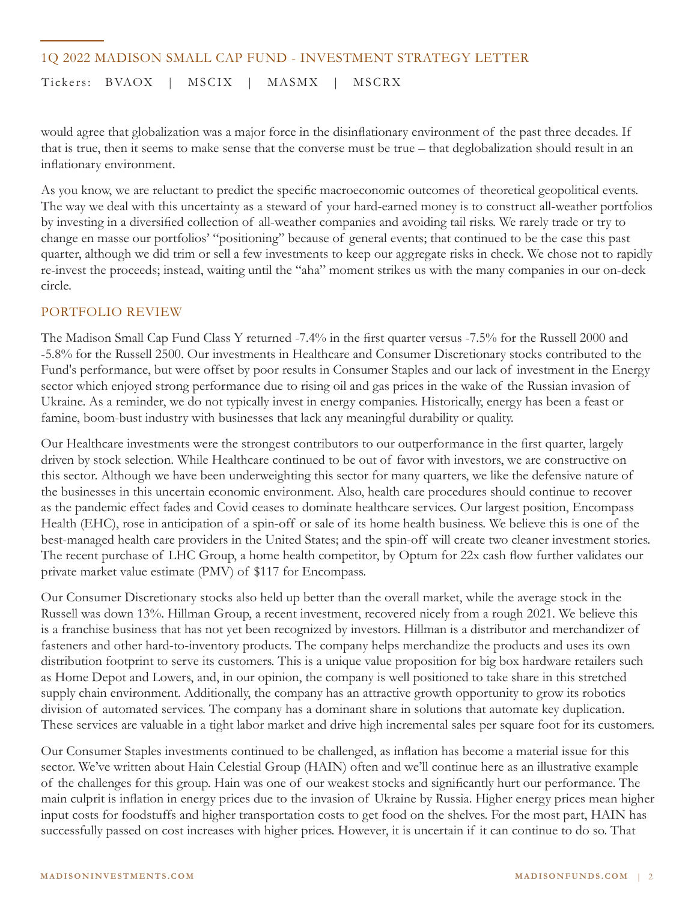would agree that globalization was a major force in the disinflationary environment of the past three decades. If that is true, then it seems to make sense that the converse must be true – that deglobalization should result in an inflationary environment.

As you know, we are reluctant to predict the specific macroeconomic outcomes of theoretical geopolitical events. The way we deal with this uncertainty as a steward of your hard-earned money is to construct all-weather portfolios by investing in a diversified collection of all-weather companies and avoiding tail risks. We rarely trade or try to change en masse our portfolios' "positioning" because of general events; that continued to be the case this past quarter, although we did trim or sell a few investments to keep our aggregate risks in check. We chose not to rapidly re-invest the proceeds; instead, waiting until the "aha" moment strikes us with the many companies in our on-deck circle.

## PORTFOLIO REVIEW

The Madison Small Cap Fund Class Y returned -7.4% in the first quarter versus -7.5% for the Russell 2000 and -5.8% for the Russell 2500. Our investments in Healthcare and Consumer Discretionary stocks contributed to the Fund's performance, but were offset by poor results in Consumer Staples and our lack of investment in the Energy sector which enjoyed strong performance due to rising oil and gas prices in the wake of the Russian invasion of Ukraine. As a reminder, we do not typically invest in energy companies. Historically, energy has been a feast or famine, boom-bust industry with businesses that lack any meaningful durability or quality.

Our Healthcare investments were the strongest contributors to our outperformance in the first quarter, largely driven by stock selection. While Healthcare continued to be out of favor with investors, we are constructive on this sector. Although we have been underweighting this sector for many quarters, we like the defensive nature of the businesses in this uncertain economic environment. Also, health care procedures should continue to recover as the pandemic effect fades and Covid ceases to dominate healthcare services. Our largest position, Encompass Health (EHC), rose in anticipation of a spin-off or sale of its home health business. We believe this is one of the best-managed health care providers in the United States; and the spin-off will create two cleaner investment stories. The recent purchase of LHC Group, a home health competitor, by Optum for 22x cash flow further validates our private market value estimate (PMV) of $117 for Encompass.

Our Consumer Discretionary stocks also held up better than the overall market, while the average stock in the Russell was down 13%. Hillman Group, a recent investment, recovered nicely from a rough 2021. We believe this is a franchise business that has not yet been recognized by investors. Hillman is a distributor and merchandizer of fasteners and other hard-to-inventory products. The company helps merchandize the products and uses its own distribution footprint to serve its customers. This is a unique value proposition for big box hardware retailers such as Home Depot and Lowers, and, in our opinion, the company is well positioned to take share in this stretched supply chain environment. Additionally, the company has an attractive growth opportunity to grow its robotics division of automated services. The company has a dominant share in solutions that automate key duplication. These services are valuable in a tight labor market and drive high incremental sales per square foot for its customers.

Our Consumer Staples investments continued to be challenged, as inflation has become a material issue for this sector. We've written about Hain Celestial Group (HAIN) often and we'll continue here as an illustrative example of the challenges for this group. Hain was one of our weakest stocks and significantly hurt our performance. The main culprit is inflation in energy prices due to the invasion of Ukraine by Russia. Higher energy prices mean higher input costs for foodstuffs and higher transportation costs to get food on the shelves. For the most part, HAIN has successfully passed on cost increases with higher prices. However, it is uncertain if it can continue to do so. That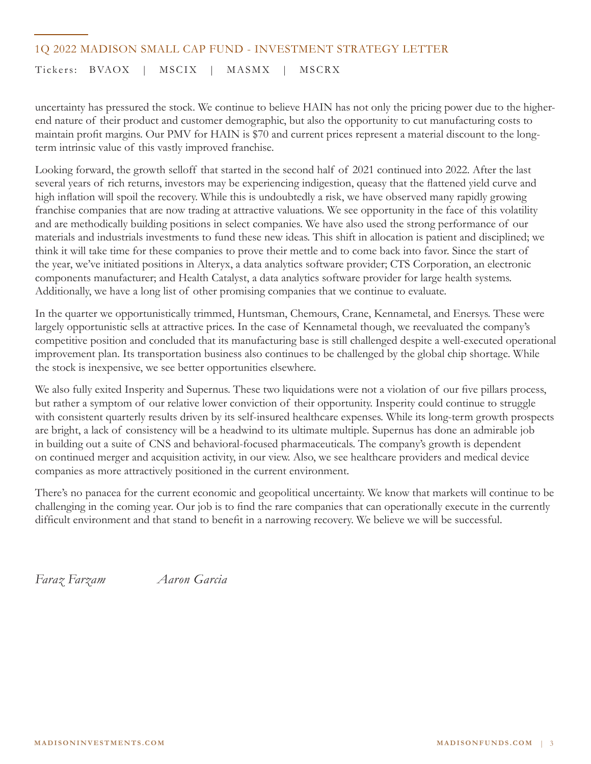uncertainty has pressured the stock. We continue to believe HAIN has not only the pricing power due to the higher-end nature of their product and customer demographic, but also the opportunity to cut manufacturing costs to maintain profit margins. Our PMV for HAIN is $70 and current prices represent a material discount to the long-term intrinsic value of this vastly improved franchise.

Looking forward, the growth selloff that started in the second half of 2021 continued into 2022. After the last several years of rich returns, investors may be experiencing indigestion, queasy that the flattened yield curve and high inflation will spoil the recovery. While this is undoubtedly a risk, we have observed many rapidly growing franchise companies that are now trading at attractive valuations. We see opportunity in the face of this volatility and are methodically building positions in select companies. We have also used the strong performance of our materials and industrials investments to fund these new ideas. This shift in allocation is patient and disciplined; we think it will take time for these companies to prove their mettle and to come back into favor. Since the start of the year, we've initiated positions in Alteryx, a data analytics software provider; CTS Corporation, an electronic components manufacturer; and Health Catalyst, a data analytics software provider for large health systems. Additionally, we have a long list of other promising companies that we continue to evaluate.

In the quarter we opportunistically trimmed, Huntsman, Chemours, Crane, Kennametal, and Enersys. These were largely opportunistic sells at attractive prices. In the case of Kennametal though, we reevaluated the company's competitive position and concluded that its manufacturing base is still challenged despite a well-executed operational improvement plan. Its transportation business also continues to be challenged by the global chip shortage. While the stock is inexpensive, we see better opportunities elsewhere.

We also fully exited Insperity and Supernus. These two liquidations were not a violation of our five pillars process, but rather a symptom of our relative lower conviction of their opportunity. Insperity could continue to struggle with consistent quarterly results driven by its self-insured healthcare expenses. While its long-term growth prospects are bright, a lack of consistency will be a headwind to its ultimate multiple. Supernus has done an admirable job in building out a suite of CNS and behavioral-focused pharmaceuticals. The company's growth is dependent on continued merger and acquisition activity, in our view. Also, we see healthcare providers and medical device companies as more attractively positioned in the current environment.

There's no panacea for the current economic and geopolitical uncertainty. We know that markets will continue to be challenging in the coming year. Our job is to find the rare companies that can operationally execute in the currently difficult environment and that stand to benefit in a narrowing recovery. We believe we will be successful.

*Faraz Farzam* *Aaron Garcia*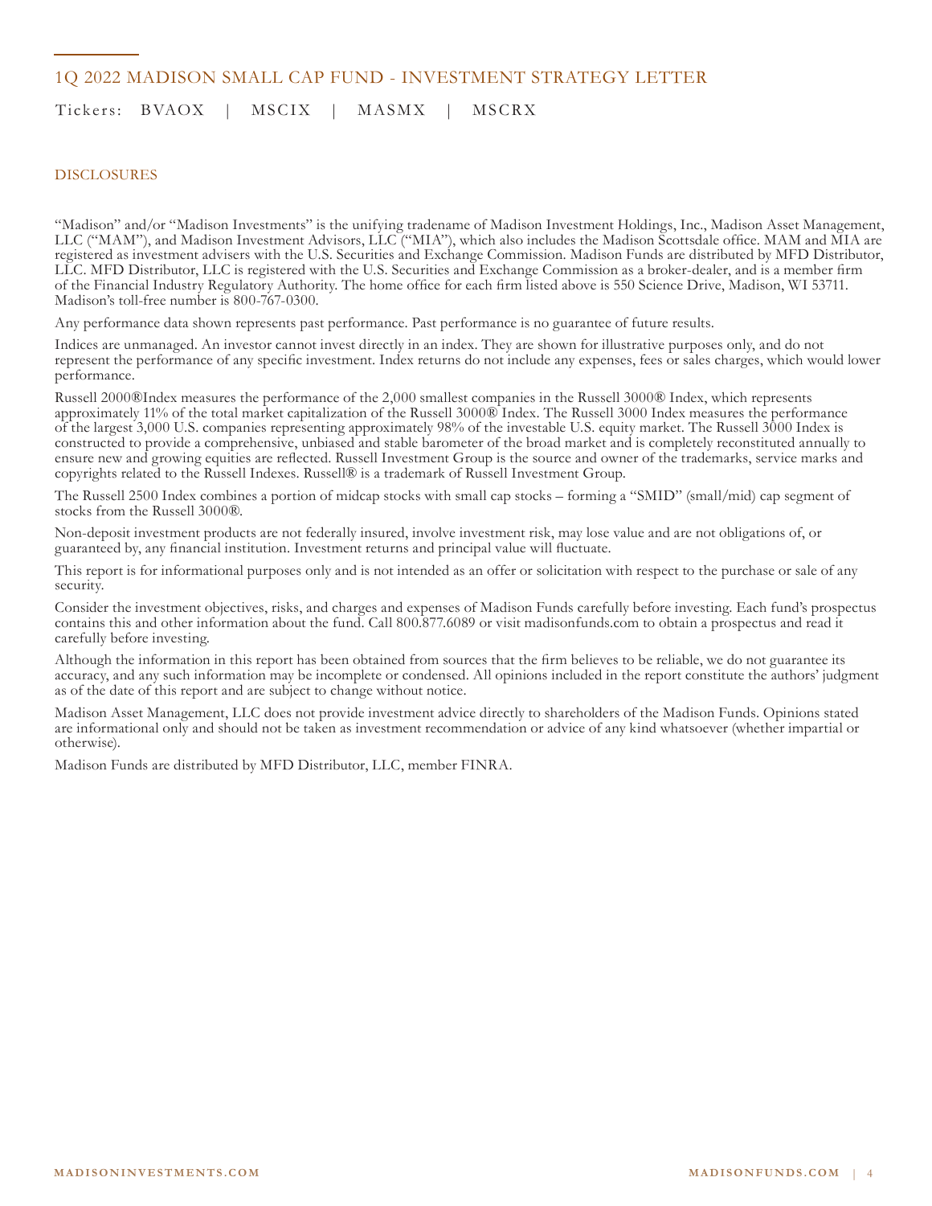## 1Q 2022 MADISON SMALL CAP FUND - INVESTMENT STRATEGY LETTER

Tickers: BVAOX | MSCIX | MASMX | MSCRX

### DISCLOSURES

"Madison" and/or "Madison Investments" is the unifying tradename of Madison Investment Holdings, Inc., Madison Asset Management, LLC ("MAM"), and Madison Investment Advisors, LLC ("MIA"), which also includes the Madison Scottsdale office. MAM and MIA are registered as investment advisers with the U.S. Securities and Exchange Commission. Madison Funds are distributed by MFD Distributor, LLC. MFD Distributor, LLC is registered with the U.S. Securities and Exchange Commission as a broker-dealer, and is a member firm of the Financial Industry Regulatory Authority. The home office for each firm listed above is 550 Science Drive, Madison, WI 53711. Madison's toll-free number is 800-767-0300.

Any performance data shown represents past performance. Past performance is no guarantee of future results.

Indices are unmanaged. An investor cannot invest directly in an index. They are shown for illustrative purposes only, and do not represent the performance of any specific investment. Index returns do not include any expenses, fees or sales charges, which would lower performance.

Russell 2000®Index measures the performance of the 2,000 smallest companies in the Russell 3000® Index, which represents approximately 11% of the total market capitalization of the Russell 3000® Index. The Russell 3000 Index measures the performance of the largest 3,000 U.S. companies representing approximately 98% of the investable U.S. equity market. The Russell 3000 Index is constructed to provide a comprehensive, unbiased and stable barometer of the broad market and is completely reconstituted annually to ensure new and growing equities are reflected. Russell Investment Group is the source and owner of the trademarks, service marks and copyrights related to the Russell Indexes. Russell® is a trademark of Russell Investment Group.

The Russell 2500 Index combines a portion of midcap stocks with small cap stocks – forming a "SMID" (small/mid) cap segment of stocks from the Russell 3000®.

Non-deposit investment products are not federally insured, involve investment risk, may lose value and are not obligations of, or guaranteed by, any financial institution. Investment returns and principal value will fluctuate.

This report is for informational purposes only and is not intended as an offer or solicitation with respect to the purchase or sale of any security.

Consider the investment objectives, risks, and charges and expenses of Madison Funds carefully before investing. Each fund's prospectus contains this and other information about the fund. Call 800.877.6089 or visit madisonfunds.com to obtain a prospectus and read it carefully before investing.

Although the information in this report has been obtained from sources that the firm believes to be reliable, we do not guarantee its accuracy, and any such information may be incomplete or condensed. All opinions included in the report constitute the authors' judgment as of the date of this report and are subject to change without notice.

Madison Asset Management, LLC does not provide investment advice directly to shareholders of the Madison Funds. Opinions stated are informational only and should not be taken as investment recommendation or advice of any kind whatsoever (whether impartial or otherwise).

Madison Funds are distributed by MFD Distributor, LLC, member FINRA.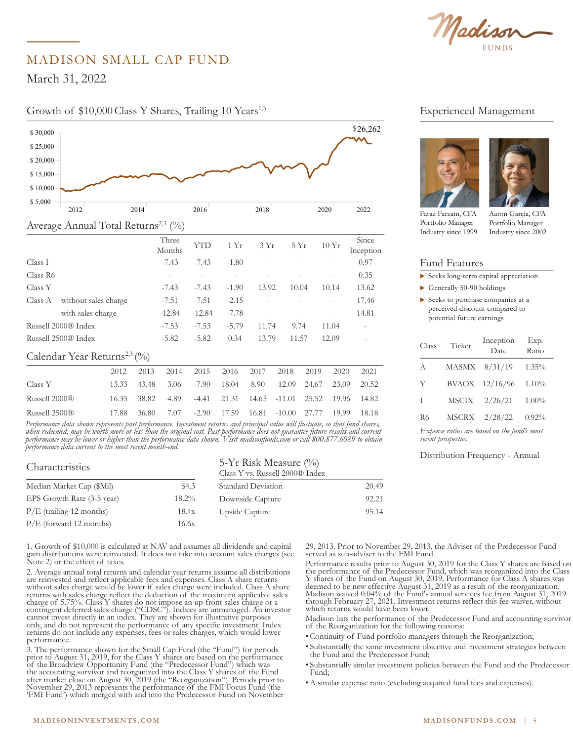# MADISON SMALL CAP FUND

March 31, 2022

## Growth of $10,000 Class Y Shares, Trailing 10 Years[1,3]

$26,262

## Average Annual Total Returns[2,3] (%)

| | | Three Months | YTD | 1 Yr | 3 Yr | 5 Yr | 10 Yr | Since Inception |
|---|---|---|---|---|---|---|---|---|
| Class I | | -7.43 | -7.43 | -1.80 | - | - | - | 0.97 |
| Class R6 | | - | - | - | - | - | - | 0.35 |
| Class Y | | -7.43 | -7.43 | -1.90 | 13.92 | 10.04 | 10.14 | 13.62 |
| Class A | without sales charge | -7.51 | -7.51 | -2.15 | - | - | - | 17.46 |
| | with sales charge | -12.84 | -12.84 | -7.78 | - | - | - | 14.81 |
| Russell 2000® Index | | -7.53 | -7.53 | -5.79 | 11.74 | 9.74 | 11.04 | - |
| Russell 2500® Index | | -5.82 | -5.82 | 0.34 | 13.79 | 11.57 | 12.09 | - |

## Calendar Year Returns[2,3] (%)

| | 2012 | 2013 | 2014 | 2015 | 2016 | 2017 | 2018 | 2019 | 2020 | 2021 |
|---|---|---|---|---|---|---|---|---|---|---|
| Class Y | 13.33 | 43.48 | 3.06 | -7.90 | 18.04 | 8.90 | -12.09 | 24.67 | 23.09 | 20.52 |
| Russell 2000® | 16.35 | 38.82 | 4.89 | -4.41 | 21.31 | 14.65 | -11.01 | 25.52 | 19.96 | 14.82 |
| Russell 2500® | 17.88 | 36.80 | 7.07 | -2.90 | 17.59 | 16.81 | -10.00 | 27.77 | 19.99 | 18.18 |

*Performance data shown represents past performance. Investment returns and principal value will fluctuate, so that fund shares, when redeemed, may be worth more or less than the original cost. Past performance does not guarantee future results and current performance may be lower or higher than the performance data shown. Visit madisonfunds.com or call 800.877.6089 to obtain performance data current to the most recent month-end.*

## Characteristics

| | |
|---|---|
| Median Market Cap ($Mil) | $4.3 |
| EPS Growth Rate (3-5 year) | 18.2% |
| P/E (trailing 12 months) | 18.4x |
| P/E (forward 12 months) | 16.6x |

## 5-Yr Risk Measure (%)

Class Y vs. Russell 2000® Index

| | |
|---|---|
| Standard Deviation | 20.49 |
| Downside Capture | 92.21 |
| Upside Capture | 95.14 |

## Experienced Management

Faraz Farzam, CFA
Portfolio Manager
Industry since 1999

Aaron Garcia, CFA
Portfolio Manager
Industry since 2002

## Fund Features

- Seeks long-term capital appreciation
- Generally 50-90 holdings
- Seeks to purchase companies at a perceived discount compared to potential future earnings

| Class | Ticker | Inception Date | Exp. Ratio |
|---|---|---|---|
| A | MASMX | 8/31/19 | 1.35% |
| Y | BVAOX | 12/16/96 | 1.10% |
| I | MSCIX | 2/26/21 | 1.00% |
| R6 | MSCRX | 2/28/22 | 0.92% |

*Expense ratios are based on the fund's most recent prospectus.*

Distribution Frequency - Annual

1. Growth of $10,000 is calculated at NAV and assumes all dividends and capital gain distributions were reinvested. It does not take into account sales charges (see Note 2) or the effect of taxes.

2. Average annual total returns and calendar year returns assume all distributions are reinvested and reflect applicable fees and expenses. Class A share returns without sales charge would be lower if sales charge were included. Class A share returns with sales charge reflect the deduction of the maximum applicable sales charge of 5.75%. Class Y shares do not impose an up-front sales charge or a contingent deferred sales charge ("CDSC"). Indices are unmanaged. An investor cannot invest directly in an index. They are shown for illustrative purposes only, and do not represent the performance of any specific investment. Index returns do not include any expenses, fees or sales charges, which would lower performance.

3. The performance shown for the Small Cap Fund (the "Fund") for periods prior to August 31, 2019, for the Class Y shares are based on the performance of the Broadview Opportunity Fund (the "Predecessor Fund") which was the accounting survivor and reorganized into the Class Y shares of the Fund after market close on August 30, 2019 (the "Reorganization"). Periods prior to November 29, 2013 represents the performance of the FMI Focus Fund (the 'FMI Fund') which merged with and into the Predecessor Fund on November 29, 2013. Prior to November 29, 2013, the Adviser of the Predecessor Fund served as sub-adviser to the FMI Fund.

Performance results prior to August 30, 2019 for the Class Y shares are based on the performance of the Predecessor Fund, which was reorganized into the Class Y shares of the Fund on August 30, 2019. Performance for Class A shares was deemed to be new effective August 31, 2019 as a result of the reorganization. Madison waived 0.04% of the Fund's annual services fee from August 31, 2019 through February 27, 2021. Investment returns reflect this fee waiver, without which returns would have been lower.

Madison lists the performance of the Predecessor Fund and accounting survivor of the Reorganization for the following reasons:

- Continuity of Fund portfolio managers through the Reorganization;
- Substantially the same investment objective and investment strategies between the Fund and the Predecessor Fund;
- Substantially similar investment policies between the Fund and the Predecessor Fund;
- A similar expense ratio (excluding acquired fund fees and expenses).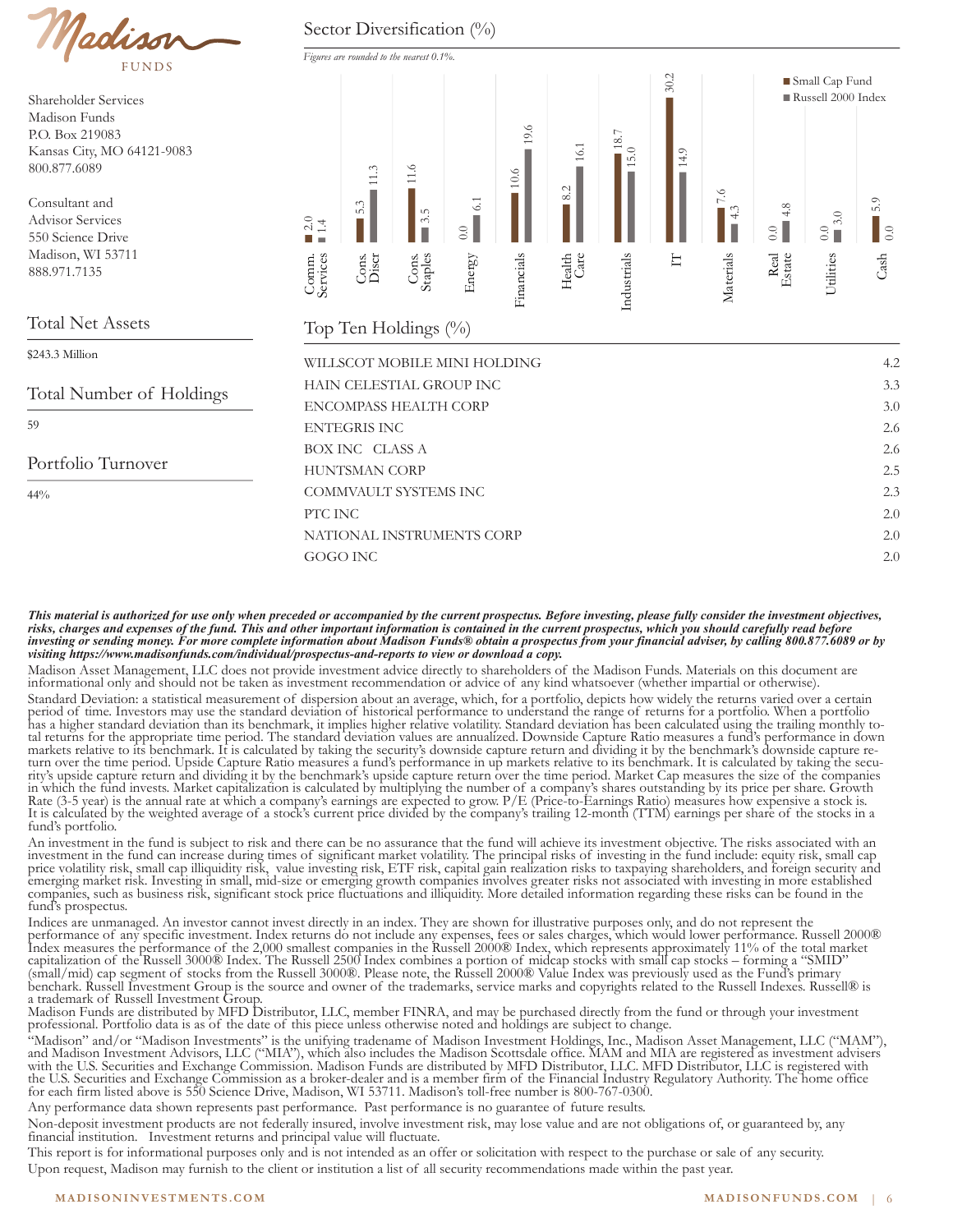Shareholder Services
Madison Funds
P.O. Box 219083
Kansas City, MO 64121-9083
800.877.6089

Consultant and
Advisor Services
550 Science Drive
Madison, WI 53711
888.971.7135

## Total Net Assets

$243.3 Million

## Total Number of Holdings

59

## Portfolio Turnover

44%

## Sector Diversification (%)

*Figures are rounded to the nearest 0.1%.*

Small Cap Fund
Russell 2000 Index

Comm. Services 2.0 1.4
Cons. Discr 5.3 11.3
Cons. Staples 11.6 3.5
Energy 0.0 6.1
Financials 10.6 19.6
Health Care 8.2 16.1
Industrials 18.7 15.0
IT 30.2 14.9
Materials 7.6 4.3
Real Estate 0.0 4.8
Utilities 0.0 3.0
Cash 5.9 0.0

## Top Ten Holdings (%)

| | |
|---|---|
| WILLSCOT MOBILE MINI HOLDING | 4.2 |
| HAIN CELESTIAL GROUP INC | 3.3 |
| ENCOMPASS HEALTH CORP | 3.0 |
| ENTEGRIS INC | 2.6 |
| BOX INC CLASS A | 2.6 |
| HUNTSMAN CORP | 2.5 |
| COMMVAULT SYSTEMS INC | 2.3 |
| PTC INC | 2.0 |
| NATIONAL INSTRUMENTS CORP | 2.0 |
| GOGO INC | 2.0 |

***This material is authorized for use only when preceded or accompanied by the current prospectus. Before investing, please fully consider the investment objectives, risks, charges and expenses of the fund. This and other important information is contained in the current prospectus, which you should carefully read before investing or sending money. For more complete information about Madison Funds® obtain a prospectus from your financial adviser, by calling 800.877.6089 or by visiting https://www.madisonfunds.com/individual/prospectus-and-reports to view or download a copy.***

Madison Asset Management, LLC does not provide investment advice directly to shareholders of the Madison Funds. Materials on this document are informational only and should not be taken as investment recommendation or advice of any kind whatsoever (whether impartial or otherwise).

Standard Deviation: a statistical measurement of dispersion about an average, which, for a portfolio, depicts how widely the returns varied over a certain period of time. Investors may use the standard deviation of historical performance to understand the range of returns for a portfolio. When a portfolio has a higher standard deviation than its benchmark, it implies higher relative volatility. Standard deviation has been calculated using the trailing monthly total returns for the appropriate time period. The standard deviation values are annualized. Downside Capture Ratio measures a fund's performance in down markets relative to its benchmark. It is calculated by taking the security's downside capture return and dividing it by the benchmark's downside capture return over the time period. Upside Capture Ratio measures a fund's performance in up markets relative to its benchmark. It is calculated by taking the security's upside capture return and dividing it by the benchmark's upside capture return over the time period. Market Cap measures the size of the companies in which the fund invests. Market capitalization is calculated by multiplying the number of a company's shares outstanding by its price per share. Growth Rate (3-5 year) is the annual rate at which a company's earnings are expected to grow. P/E (Price-to-Earnings Ratio) measures how expensive a stock is. It is calculated by the weighted average of a stock's current price divided by the company's trailing 12-month (TTM) earnings per share of the stocks in a fund's portfolio.

An investment in the fund is subject to risk and there can be no assurance that the fund will achieve its investment objective. The risks associated with an investment in the fund can increase during times of significant market volatility. The principal risks of investing in the fund include: equity risk, small cap price volatility risk, small cap illiquidity risk, value investing risk, ETF risk, capital gain realization risks to taxpaying shareholders, and foreign security and emerging market risk. Investing in small, mid-size or emerging growth companies involves greater risks not associated with investing in more established companies, such as business risk, significant stock price fluctuations and illiquidity. More detailed information regarding these risks can be found in the fund's prospectus.

Indices are unmanaged. An investor cannot invest directly in an index. They are shown for illustrative purposes only, and do not represent the performance of any specific investment. Index returns do not include any expenses, fees or sales charges, which would lower performance. Russell 2000® Index measures the performance of the 2,000 smallest companies in the Russell 2000® Index, which represents approximately 11% of the total market capitalization of the Russell 3000® Index. The Russell 2500 Index combines a portion of midcap stocks with small cap stocks – forming a "SMID" (small/mid) cap segment of stocks from the Russell 3000®. Please note, the Russell 2000® Value Index was previously used as the Fund's primary benchark. Russell Investment Group is the source and owner of the trademarks, service marks and copyrights related to the Russell Indexes. Russell® is a trademark of Russell Investment Group.

Madison Funds are distributed by MFD Distributor, LLC, member FINRA, and may be purchased directly from the fund or through your investment professional. Portfolio data is as of the date of this piece unless otherwise noted and holdings are subject to change.

"Madison" and/or "Madison Investments" is the unifying tradename of Madison Investment Holdings, Inc., Madison Asset Management, LLC ("MAM"), and Madison Investment Advisors, LLC ("MIA"), which also includes the Madison Scottsdale office. MAM and MIA are registered as investment advisers with the U.S. Securities and Exchange Commission. Madison Funds are distributed by MFD Distributor, LLC. MFD Distributor, LLC is registered with the U.S. Securities and Exchange Commission as a broker-dealer and is a member firm of the Financial Industry Regulatory Authority. The home office for each firm listed above is 550 Science Drive, Madison, WI 53711. Madison's toll-free number is 800-767-0300.

Any performance data shown represents past performance. Past performance is no guarantee of future results.

Non-deposit investment products are not federally insured, involve investment risk, may lose value and are not obligations of, or guaranteed by, any financial institution. Investment returns and principal value will fluctuate.

This report is for informational purposes only and is not intended as an offer or solicitation with respect to the purchase or sale of any security.

Upon request, Madison may furnish to the client or institution a list of all security recommendations made within the past year.